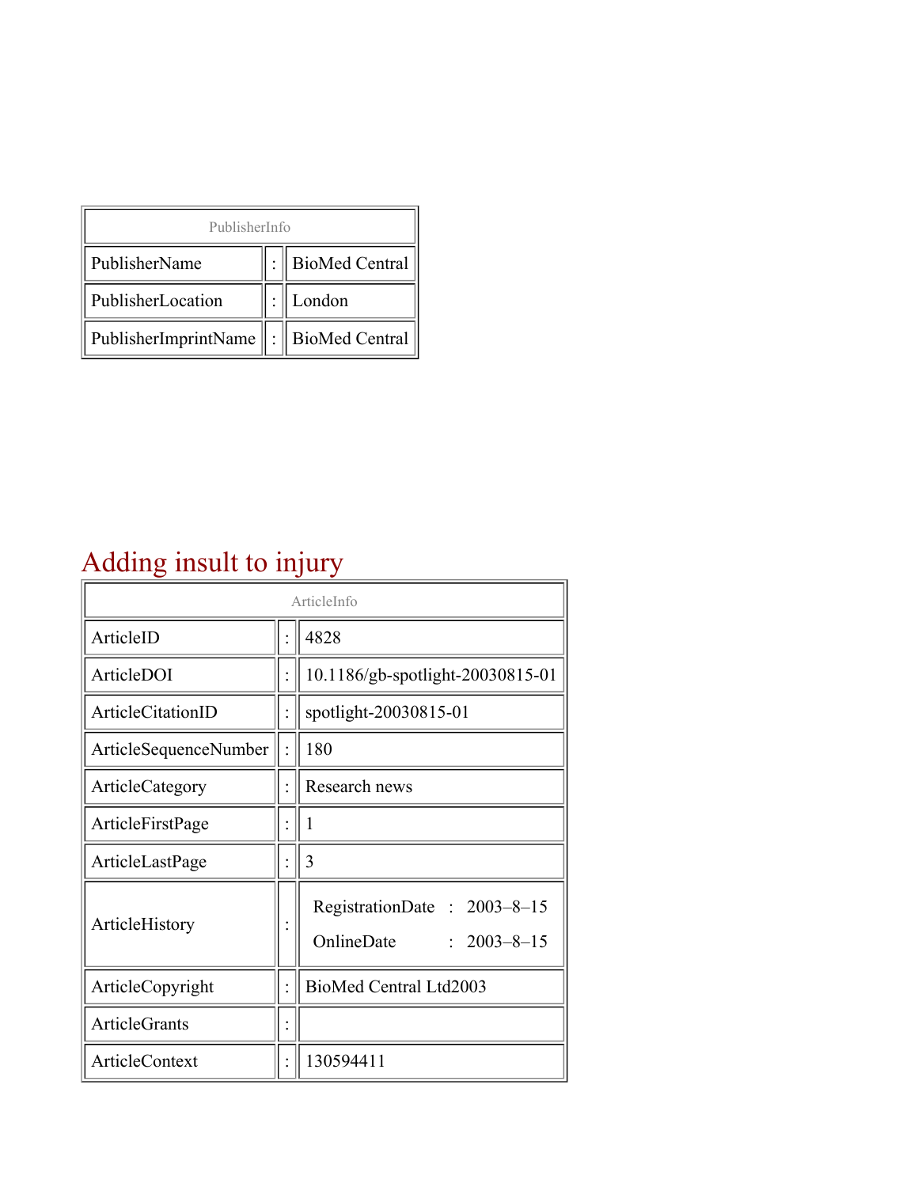| PublisherInfo | | |
|---|---|---|
| PublisherName | : | BioMed Central |
| PublisherLocation | : | London |
| PublisherImprintName | : | BioMed Central |

# Adding insult to injury

| ArticleInfo | | |
|---|---|---|
| ArticleID | : | 4828 |
| ArticleDOI | : | 10.1186/gb-spotlight-20030815-01 |
| ArticleCitationID | : | spotlight-20030815-01 |
| ArticleSequenceNumber | : | 180 |
| ArticleCategory | : | Research news |
| ArticleFirstPage | : | 1 |
| ArticleLastPage | : | 3 |
| ArticleHistory | : | RegistrationDate : 2003–8–15<br>OnlineDate : 2003–8–15 |
| ArticleCopyright | : | BioMed Central Ltd2003 |
| ArticleGrants | : | |
| ArticleContext | : | 130594411 |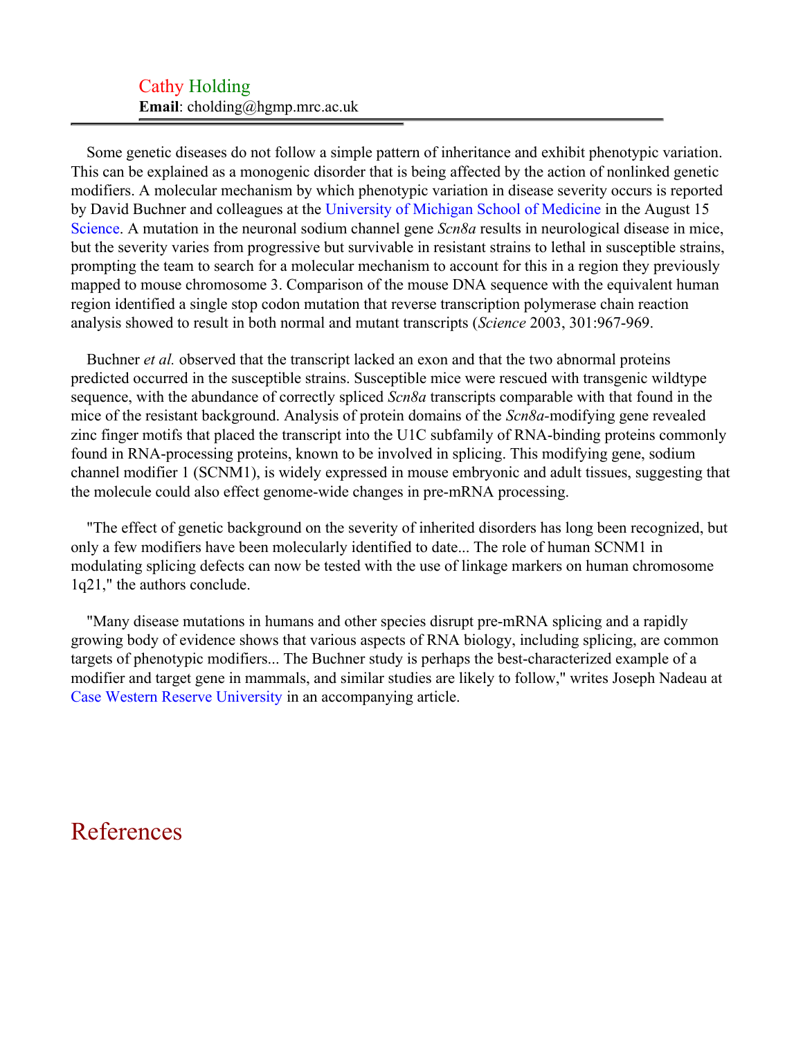Cathy Holding
**Email**: cholding@hgmp.mrc.ac.uk

Some genetic diseases do not follow a simple pattern of inheritance and exhibit phenotypic variation. This can be explained as a monogenic disorder that is being affected by the action of nonlinked genetic modifiers. A molecular mechanism by which phenotypic variation in disease severity occurs is reported by David Buchner and colleagues at the University of Michigan School of Medicine in the August 15 Science. A mutation in the neuronal sodium channel gene *Scn8a* results in neurological disease in mice, but the severity varies from progressive but survivable in resistant strains to lethal in susceptible strains, prompting the team to search for a molecular mechanism to account for this in a region they previously mapped to mouse chromosome 3. Comparison of the mouse DNA sequence with the equivalent human region identified a single stop codon mutation that reverse transcription polymerase chain reaction analysis showed to result in both normal and mutant transcripts (*Science* 2003, 301:967-969.

Buchner *et al.* observed that the transcript lacked an exon and that the two abnormal proteins predicted occurred in the susceptible strains. Susceptible mice were rescued with transgenic wildtype sequence, with the abundance of correctly spliced *Scn8a* transcripts comparable with that found in the mice of the resistant background. Analysis of protein domains of the *Scn8a*-modifying gene revealed zinc finger motifs that placed the transcript into the U1C subfamily of RNA-binding proteins commonly found in RNA-processing proteins, known to be involved in splicing. This modifying gene, sodium channel modifier 1 (SCNM1), is widely expressed in mouse embryonic and adult tissues, suggesting that the molecule could also effect genome-wide changes in pre-mRNA processing.

"The effect of genetic background on the severity of inherited disorders has long been recognized, but only a few modifiers have been molecularly identified to date... The role of human SCNM1 in modulating splicing defects can now be tested with the use of linkage markers on human chromosome 1q21," the authors conclude.

"Many disease mutations in humans and other species disrupt pre-mRNA splicing and a rapidly growing body of evidence shows that various aspects of RNA biology, including splicing, are common targets of phenotypic modifiers... The Buchner study is perhaps the best-characterized example of a modifier and target gene in mammals, and similar studies are likely to follow," writes Joseph Nadeau at Case Western Reserve University in an accompanying article.

# References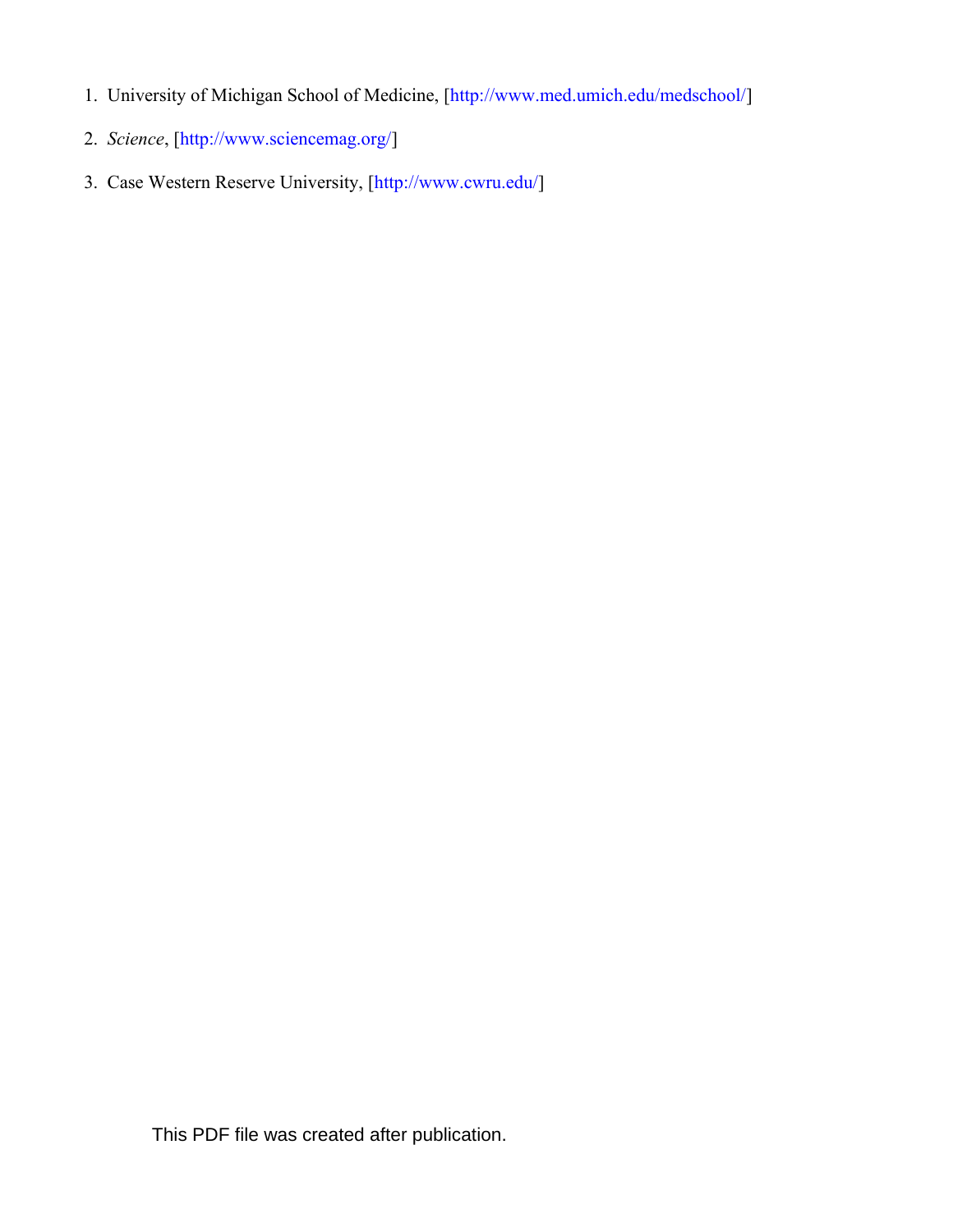1. University of Michigan School of Medicine, [http://www.med.umich.edu/medschool/]
2. *Science*, [http://www.sciencemag.org/]
3. Case Western Reserve University, [http://www.cwru.edu/]

This PDF file was created after publication.